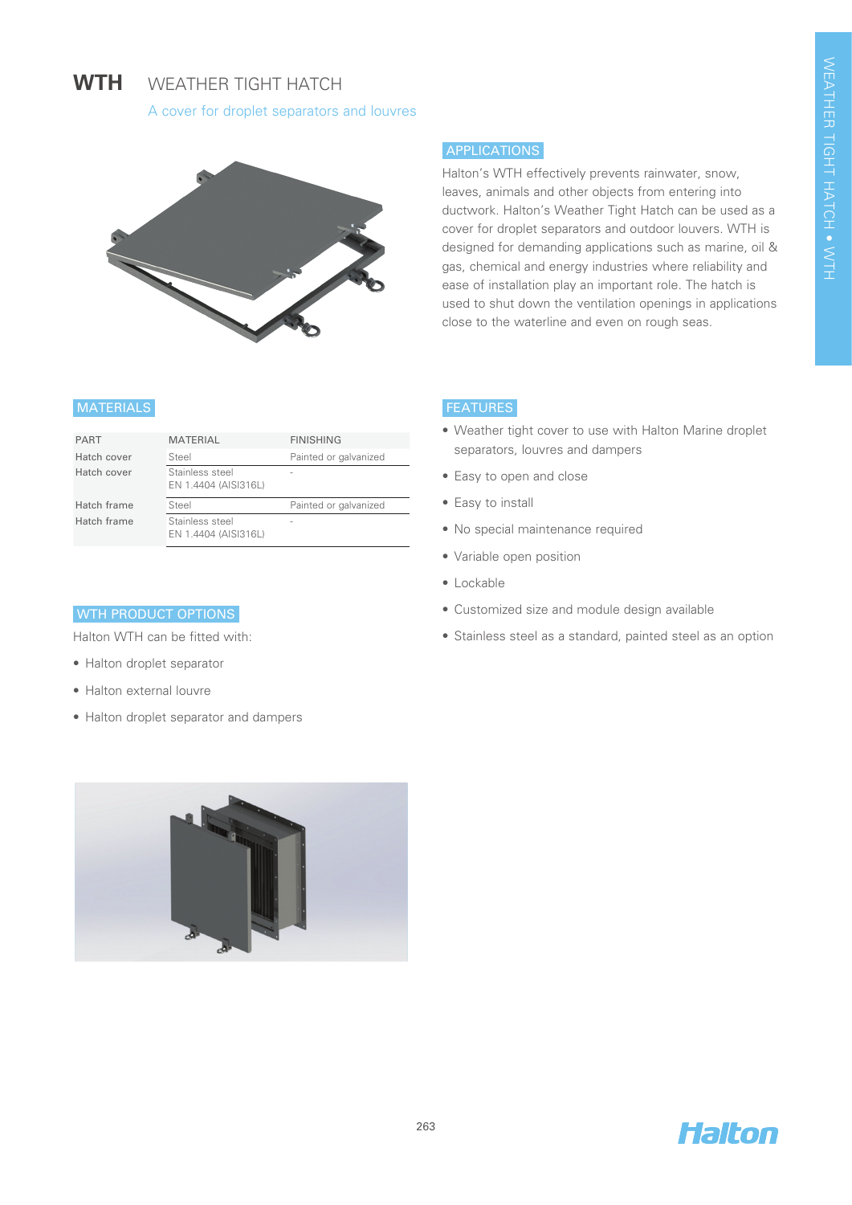# WTH WEATHER TIGHT HATCH

A cover for droplet separators and louvres

## APPLICATIONS

Halton's WTH effectively prevents rainwater, snow, leaves, animals and other objects from entering into ductwork. Halton's Weather Tight Hatch can be used as a cover for droplet separators and outdoor louvers. WTH is designed for demanding applications such as marine, oil & gas, chemical and energy industries where reliability and ease of installation play an important role. The hatch is used to shut down the ventilation openings in applications close to the waterline and even on rough seas.

## MATERIALS

| PART | MATERIAL | FINISHING |
|---|---|---|
| Hatch cover | Steel | Painted or galvanized |
| Hatch cover | Stainless steel EN 1.4404 (AISI316L) | - |
| Hatch frame | Steel | Painted or galvanized |
| Hatch frame | Stainless steel EN 1.4404 (AISI316L) | - |

## FEATURES

- Weather tight cover to use with Halton Marine droplet separators, louvres and dampers
- Easy to open and close
- Easy to install
- No special maintenance required
- Variable open position
- Lockable
- Customized size and module design available
- Stainless steel as a standard, painted steel as an option

## WTH PRODUCT OPTIONS

Halton WTH can be fitted with:

- Halton droplet separator
- Halton external louvre
- Halton droplet separator and dampers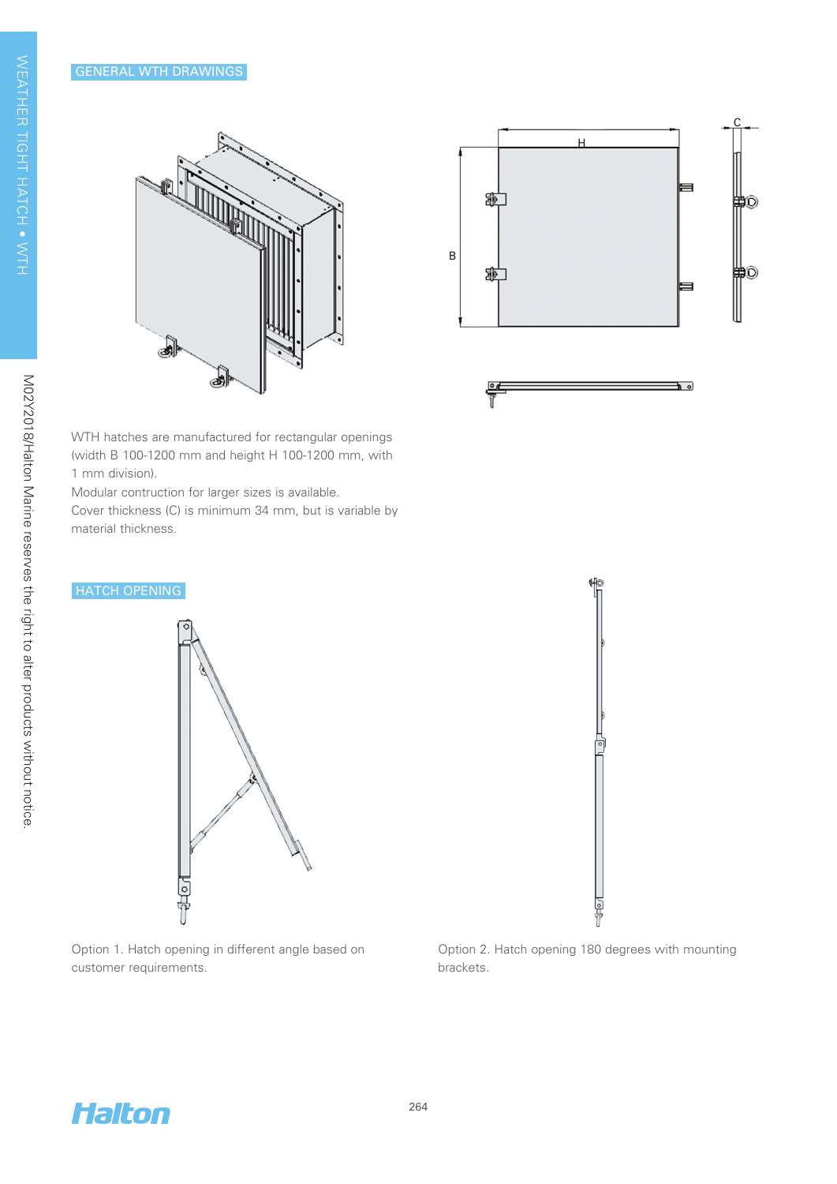## GENERAL WTH DRAWINGS

C

H

B

WTH hatches are manufactured for rectangular openings (width B 100-1200 mm and height H 100-1200 mm, with 1 mm division).
Modular contruction for larger sizes is available.
Cover thickness (C) is minimum 34 mm, but is variable by material thickness.

## HATCH OPENING

Option 1. Hatch opening in different angle based on customer requirements.

Option 2. Hatch opening 180 degrees with mounting brackets.